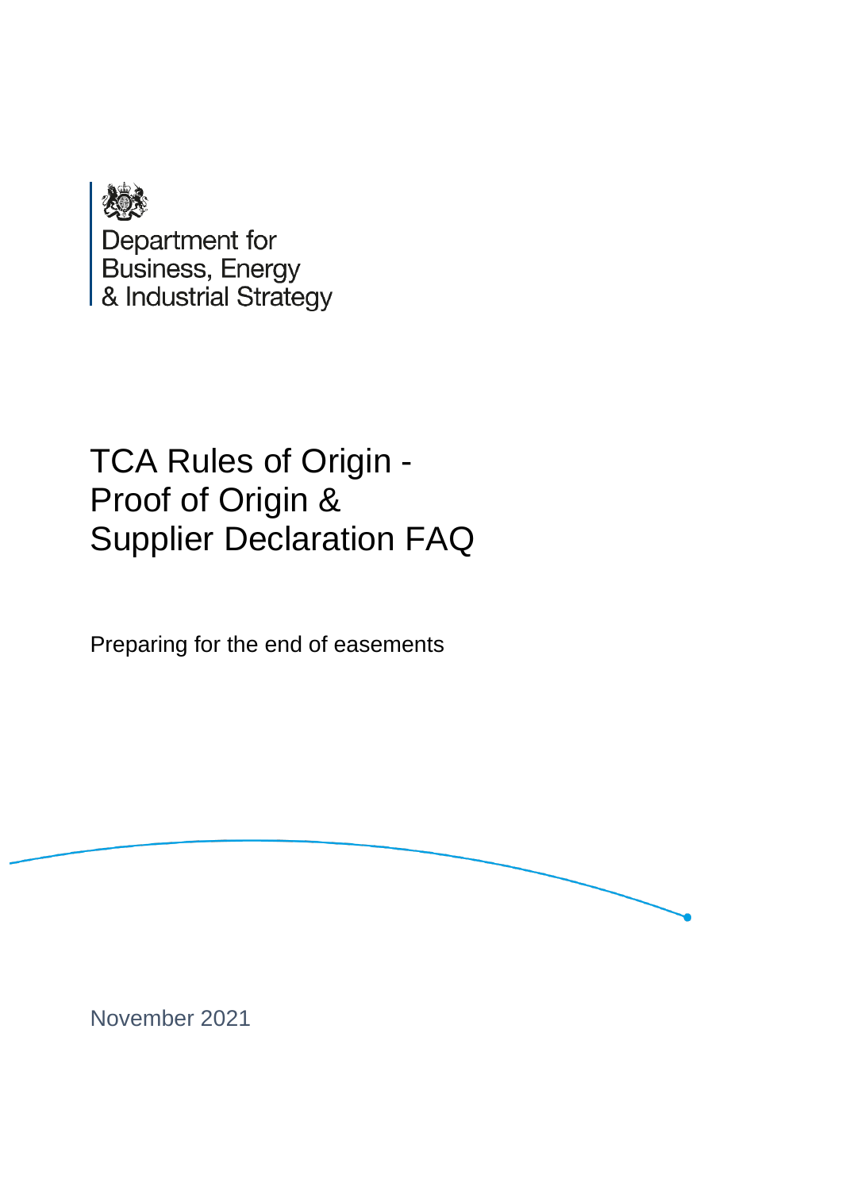Department for Business, Energy & Industrial Strategy

# TCA Rules of Origin - Proof of Origin & Supplier Declaration FAQ

Preparing for the end of easements

November 2021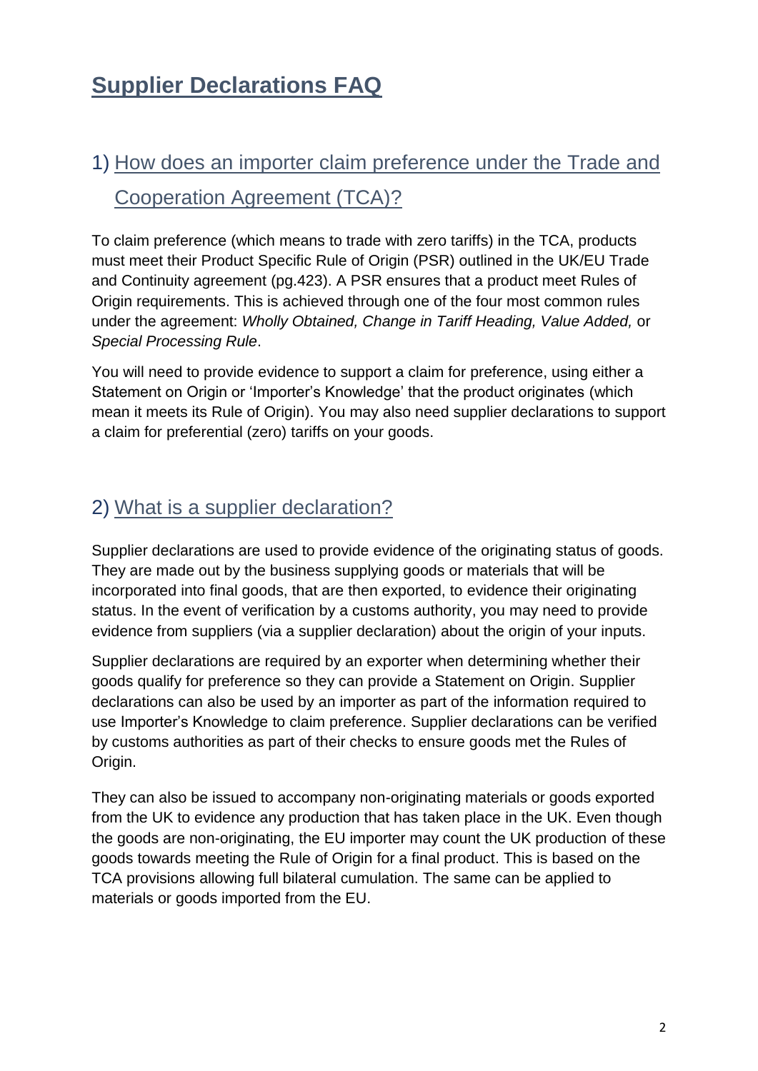# Supplier Declarations FAQ

## 1) How does an importer claim preference under the Trade and Cooperation Agreement (TCA)?

To claim preference (which means to trade with zero tariffs) in the TCA, products must meet their Product Specific Rule of Origin (PSR) outlined in the UK/EU Trade and Continuity agreement (pg.423). A PSR ensures that a product meet Rules of Origin requirements. This is achieved through one of the four most common rules under the agreement: *Wholly Obtained, Change in Tariff Heading, Value Added,* or *Special Processing Rule*.

You will need to provide evidence to support a claim for preference, using either a Statement on Origin or 'Importer's Knowledge' that the product originates (which mean it meets its Rule of Origin). You may also need supplier declarations to support a claim for preferential (zero) tariffs on your goods.

## 2) What is a supplier declaration?

Supplier declarations are used to provide evidence of the originating status of goods. They are made out by the business supplying goods or materials that will be incorporated into final goods, that are then exported, to evidence their originating status. In the event of verification by a customs authority, you may need to provide evidence from suppliers (via a supplier declaration) about the origin of your inputs.

Supplier declarations are required by an exporter when determining whether their goods qualify for preference so they can provide a Statement on Origin. Supplier declarations can also be used by an importer as part of the information required to use Importer's Knowledge to claim preference. Supplier declarations can be verified by customs authorities as part of their checks to ensure goods met the Rules of Origin.

They can also be issued to accompany non-originating materials or goods exported from the UK to evidence any production that has taken place in the UK. Even though the goods are non-originating, the EU importer may count the UK production of these goods towards meeting the Rule of Origin for a final product. This is based on the TCA provisions allowing full bilateral cumulation. The same can be applied to materials or goods imported from the EU.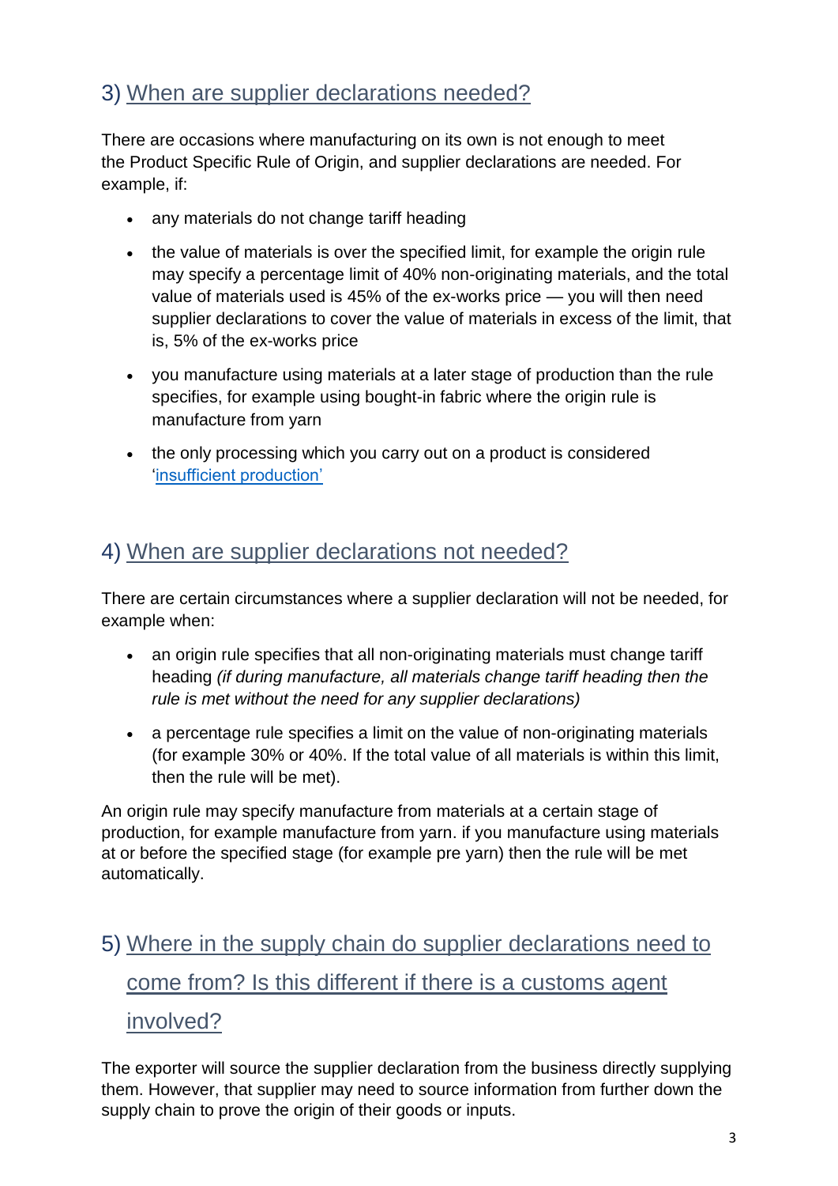## 3) When are supplier declarations needed?

There are occasions where manufacturing on its own is not enough to meet the Product Specific Rule of Origin, and supplier declarations are needed. For example, if:

- any materials do not change tariff heading
- the value of materials is over the specified limit, for example the origin rule may specify a percentage limit of 40% non-originating materials, and the total value of materials used is 45% of the ex-works price — you will then need supplier declarations to cover the value of materials in excess of the limit, that is, 5% of the ex-works price
- you manufacture using materials at a later stage of production than the rule specifies, for example using bought-in fabric where the origin rule is manufacture from yarn
- the only processing which you carry out on a product is considered '[insufficient production](#)'

## 4) When are supplier declarations not needed?

There are certain circumstances where a supplier declaration will not be needed, for example when:

- an origin rule specifies that all non-originating materials must change tariff heading *(if during manufacture, all materials change tariff heading then the rule is met without the need for any supplier declarations)*
- a percentage rule specifies a limit on the value of non-originating materials (for example 30% or 40%. If the total value of all materials is within this limit, then the rule will be met).

An origin rule may specify manufacture from materials at a certain stage of production, for example manufacture from yarn. if you manufacture using materials at or before the specified stage (for example pre yarn) then the rule will be met automatically.

## 5) Where in the supply chain do supplier declarations need to come from? Is this different if there is a customs agent involved?

The exporter will source the supplier declaration from the business directly supplying them. However, that supplier may need to source information from further down the supply chain to prove the origin of their goods or inputs.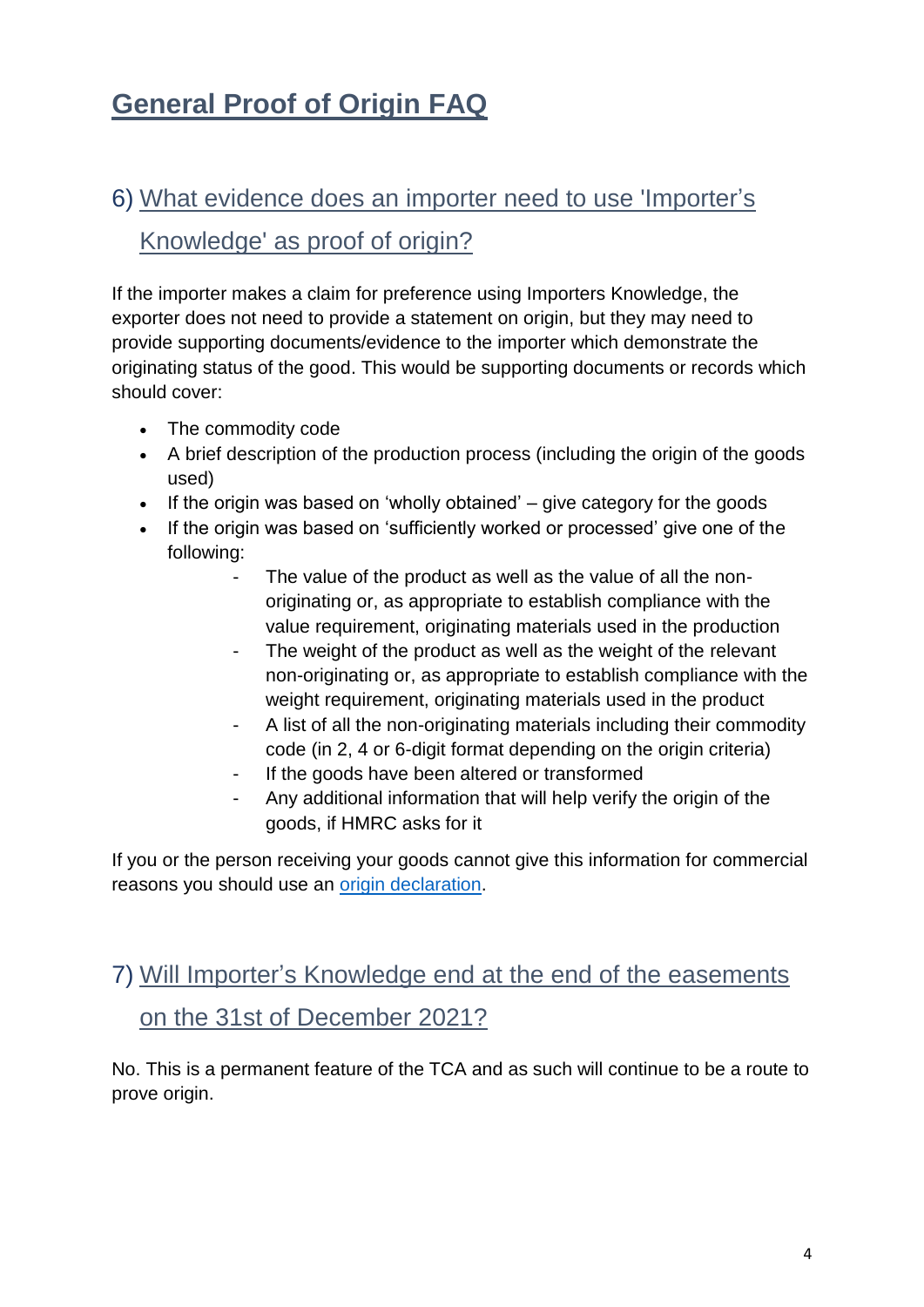# General Proof of Origin FAQ

## 6) What evidence does an importer need to use 'Importer's Knowledge' as proof of origin?

If the importer makes a claim for preference using Importers Knowledge, the exporter does not need to provide a statement on origin, but they may need to provide supporting documents/evidence to the importer which demonstrate the originating status of the good. This would be supporting documents or records which should cover:

- The commodity code
- A brief description of the production process (including the origin of the goods used)
- If the origin was based on 'wholly obtained' – give category for the goods
- If the origin was based on 'sufficiently worked or processed' give one of the following:
    - The value of the product as well as the value of all the non-originating or, as appropriate to establish compliance with the value requirement, originating materials used in the production
    - The weight of the product as well as the weight of the relevant non-originating or, as appropriate to establish compliance with the weight requirement, originating materials used in the product
    - A list of all the non-originating materials including their commodity code (in 2, 4 or 6-digit format depending on the origin criteria)
    - If the goods have been altered or transformed
    - Any additional information that will help verify the origin of the goods, if HMRC asks for it

If you or the person receiving your goods cannot give this information for commercial reasons you should use an origin declaration.

## 7) Will Importer's Knowledge end at the end of the easements on the 31st of December 2021?

No. This is a permanent feature of the TCA and as such will continue to be a route to prove origin.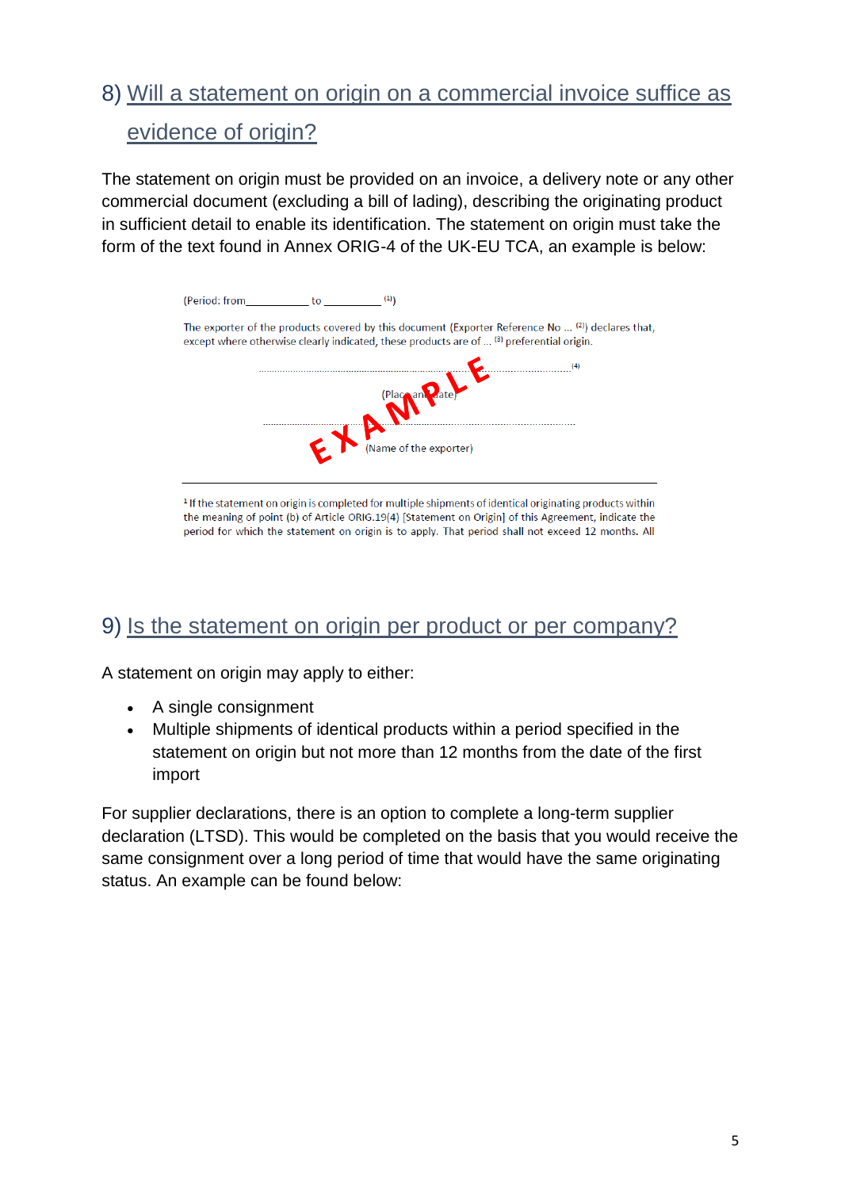## 8) Will a statement on origin on a commercial invoice suffice as evidence of origin?

The statement on origin must be provided on an invoice, a delivery note or any other commercial document (excluding a bill of lading), describing the originating product in sufficient detail to enable its identification. The statement on origin must take the form of the text found in Annex ORIG-4 of the UK-EU TCA, an example is below:

(Period: from__________ to _________ [1])

The exporter of the products covered by this document (Exporter Reference No ... [2]) declares that, except where otherwise clearly indicated, these products are of ... [3] preferential origin.

..................................................................................................................[4]

(Place and date)

..................................................................................................................

(Name of the exporter)

EXAMPLE

---

[1] If the statement on origin is completed for multiple shipments of identical originating products within the meaning of point (b) of Article ORIG.19(4) [Statement on Origin] of this Agreement, indicate the period for which the statement on origin is to apply. That period shall not exceed 12 months. All

## 9) Is the statement on origin per product or per company?

A statement on origin may apply to either:

- A single consignment
- Multiple shipments of identical products within a period specified in the statement on origin but not more than 12 months from the date of the first import

For supplier declarations, there is an option to complete a long-term supplier declaration (LTSD). This would be completed on the basis that you would receive the same consignment over a long period of time that would have the same originating status. An example can be found below: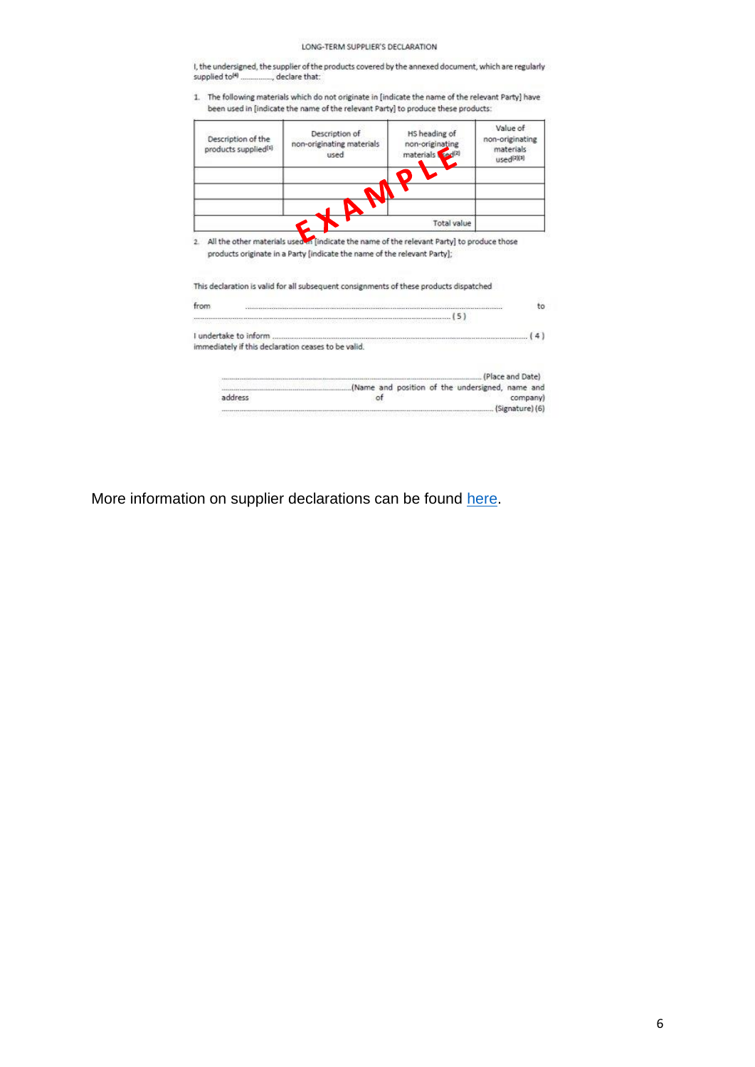LONG-TERM SUPPLIER'S DECLARATION

I, the undersigned, the supplier of the products covered by the annexed document, which are regularly supplied to[4] ................, declare that:

1. The following materials which do not originate in [indicate the name of the relevant Party] have been used in [indicate the name of the relevant Party] to produce these products:

| Description of the products supplied[1] | Description of non-originating materials used | HS heading of non-originating materials used[2] | Value of non-originating materials used[2][3] |
|---|---|---|---|
| | | | |
| | | | |
| | | | |
| | | Total value | |

EXAMPLE

2. All the other materials used in [indicate the name of the relevant Party] to produce those products originate in a Party [indicate the name of the relevant Party];

This declaration is valid for all subsequent consignments of these products dispatched

from .................................................................................................................. to ...................................................................................................................... ( 5 )

I undertake to inform ....................................................................................................................... ( 4 ) immediately if this declaration ceases to be valid.

.......................................................................................................... (Place and Date)
.......................................................(Name and position of the undersigned, name and address of company)
.......................................................................................................... (Signature) (6)

More information on supplier declarations can be found here.